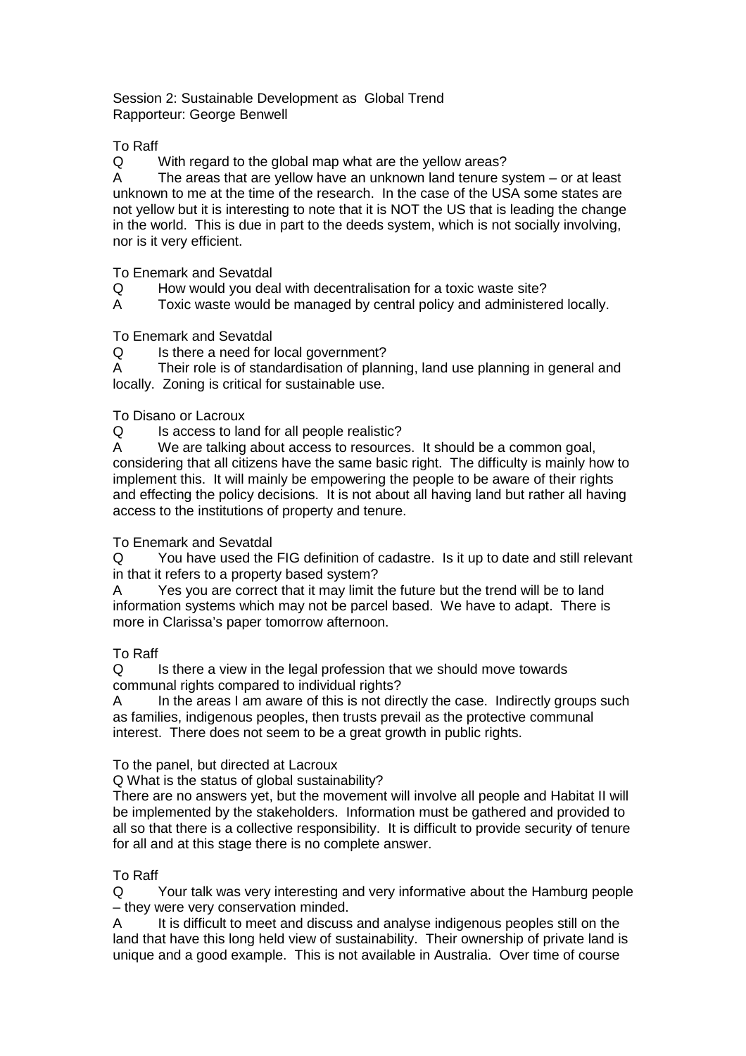Session 2: Sustainable Development as Global Trend
Rapporteur: George Benwell

To Raff

Q With regard to the global map what are the yellow areas?

A The areas that are yellow have an unknown land tenure system – or at least unknown to me at the time of the research. In the case of the USA some states are not yellow but it is interesting to note that it is NOT the US that is leading the change in the world. This is due in part to the deeds system, which is not socially involving, nor is it very efficient.

To Enemark and Sevatdal

Q How would you deal with decentralisation for a toxic waste site?

A Toxic waste would be managed by central policy and administered locally.

To Enemark and Sevatdal

Q Is there a need for local government?

A Their role is of standardisation of planning, land use planning in general and locally. Zoning is critical for sustainable use.

To Disano or Lacroux

Q Is access to land for all people realistic?

A We are talking about access to resources. It should be a common goal, considering that all citizens have the same basic right. The difficulty is mainly how to implement this. It will mainly be empowering the people to be aware of their rights and effecting the policy decisions. It is not about all having land but rather all having access to the institutions of property and tenure.

To Enemark and Sevatdal

Q You have used the FIG definition of cadastre. Is it up to date and still relevant in that it refers to a property based system?

A Yes you are correct that it may limit the future but the trend will be to land information systems which may not be parcel based. We have to adapt. There is more in Clarissa's paper tomorrow afternoon.

To Raff

Q Is there a view in the legal profession that we should move towards communal rights compared to individual rights?

A In the areas I am aware of this is not directly the case. Indirectly groups such as families, indigenous peoples, then trusts prevail as the protective communal interest. There does not seem to be a great growth in public rights.

To the panel, but directed at Lacroux

Q What is the status of global sustainability?

There are no answers yet, but the movement will involve all people and Habitat II will be implemented by the stakeholders. Information must be gathered and provided to all so that there is a collective responsibility. It is difficult to provide security of tenure for all and at this stage there is no complete answer.

To Raff

Q Your talk was very interesting and very informative about the Hamburg people – they were very conservation minded.

A It is difficult to meet and discuss and analyse indigenous peoples still on the land that have this long held view of sustainability. Their ownership of private land is unique and a good example. This is not available in Australia. Over time of course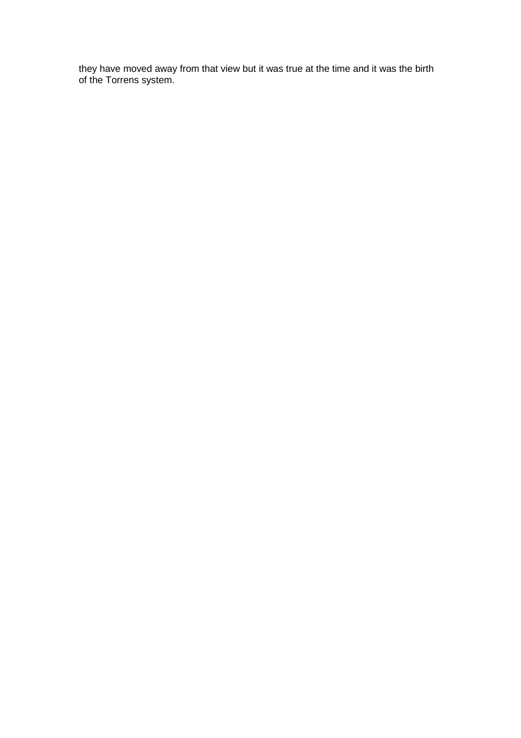they have moved away from that view but it was true at the time and it was the birth of the Torrens system.